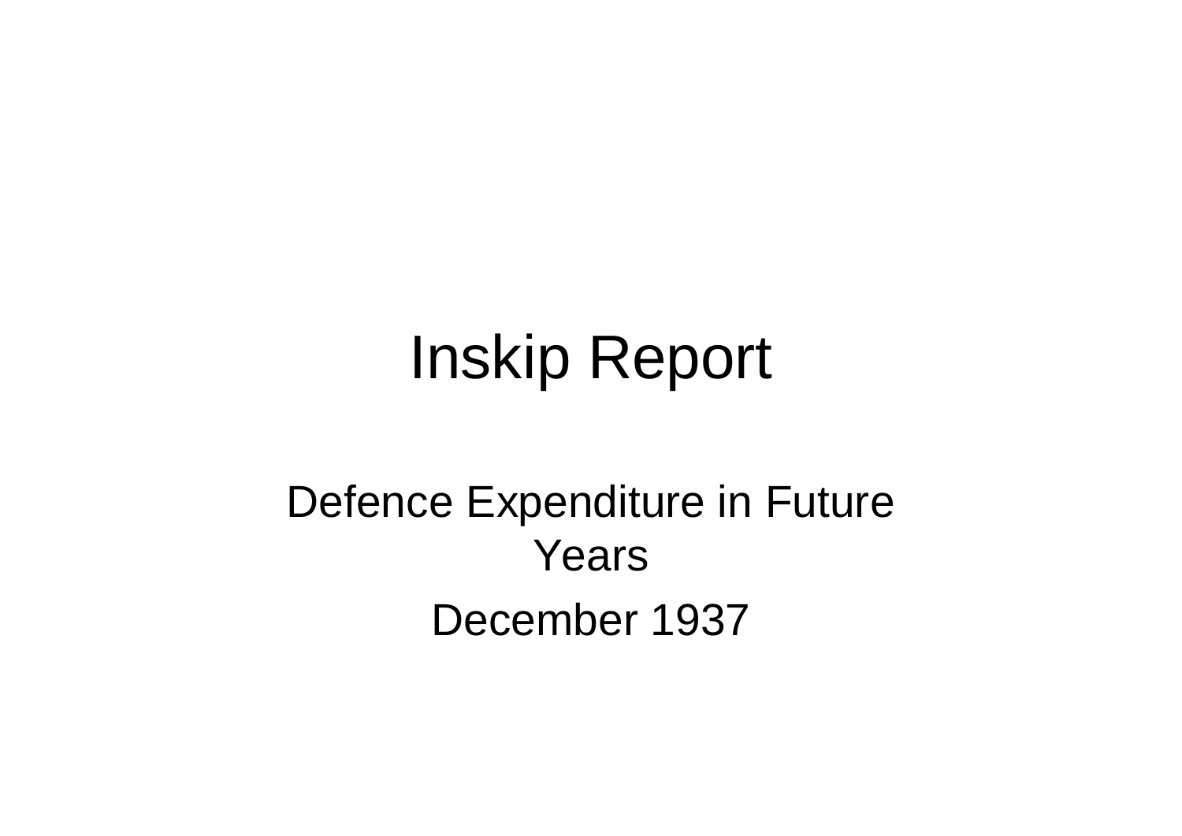# Inskip Report

Defence Expenditure in Future Years

December 1937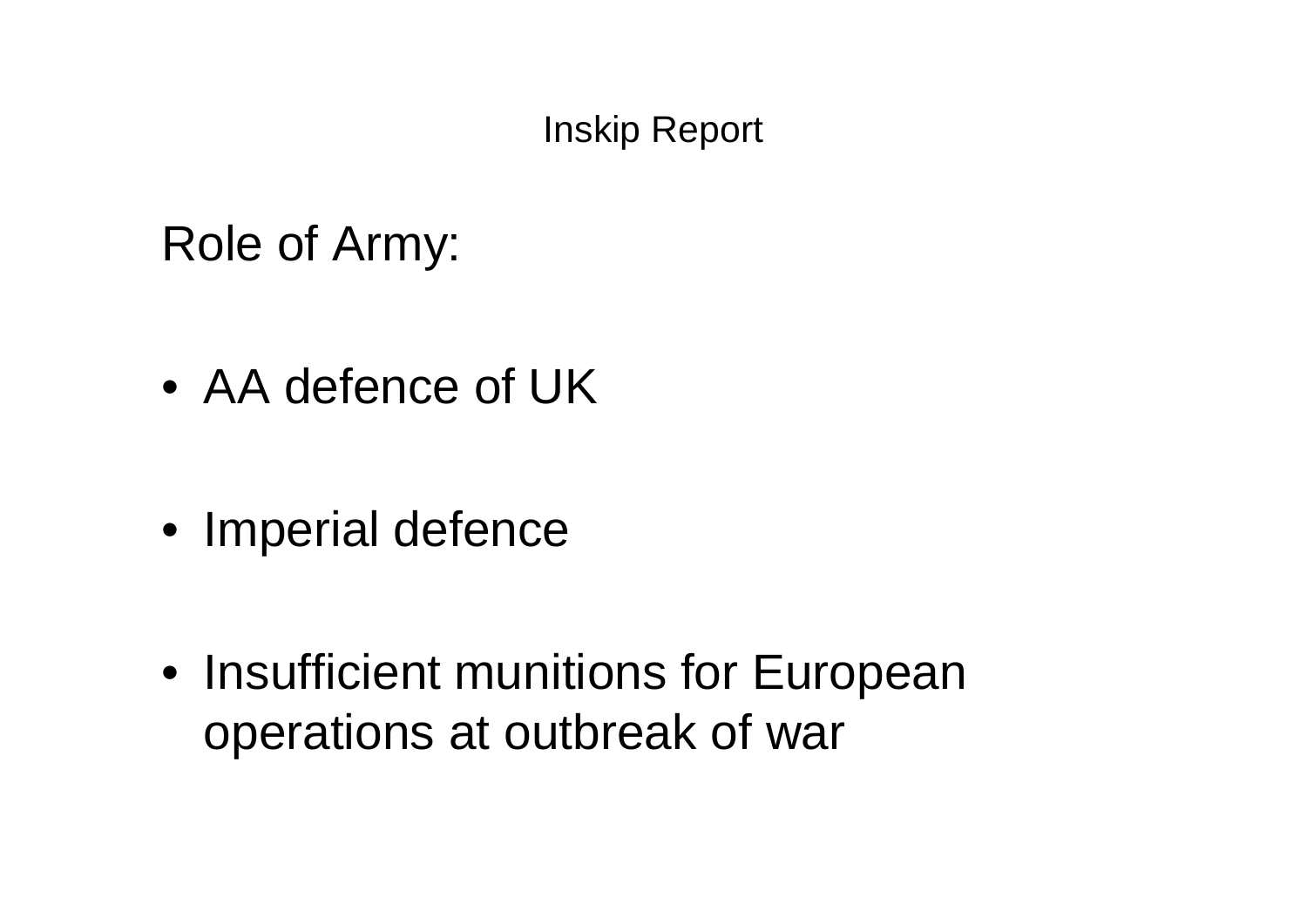# Inskip Report

Role of Army:

- AA defence of UK
- Imperial defence
- Insufficient munitions for European operations at outbreak of war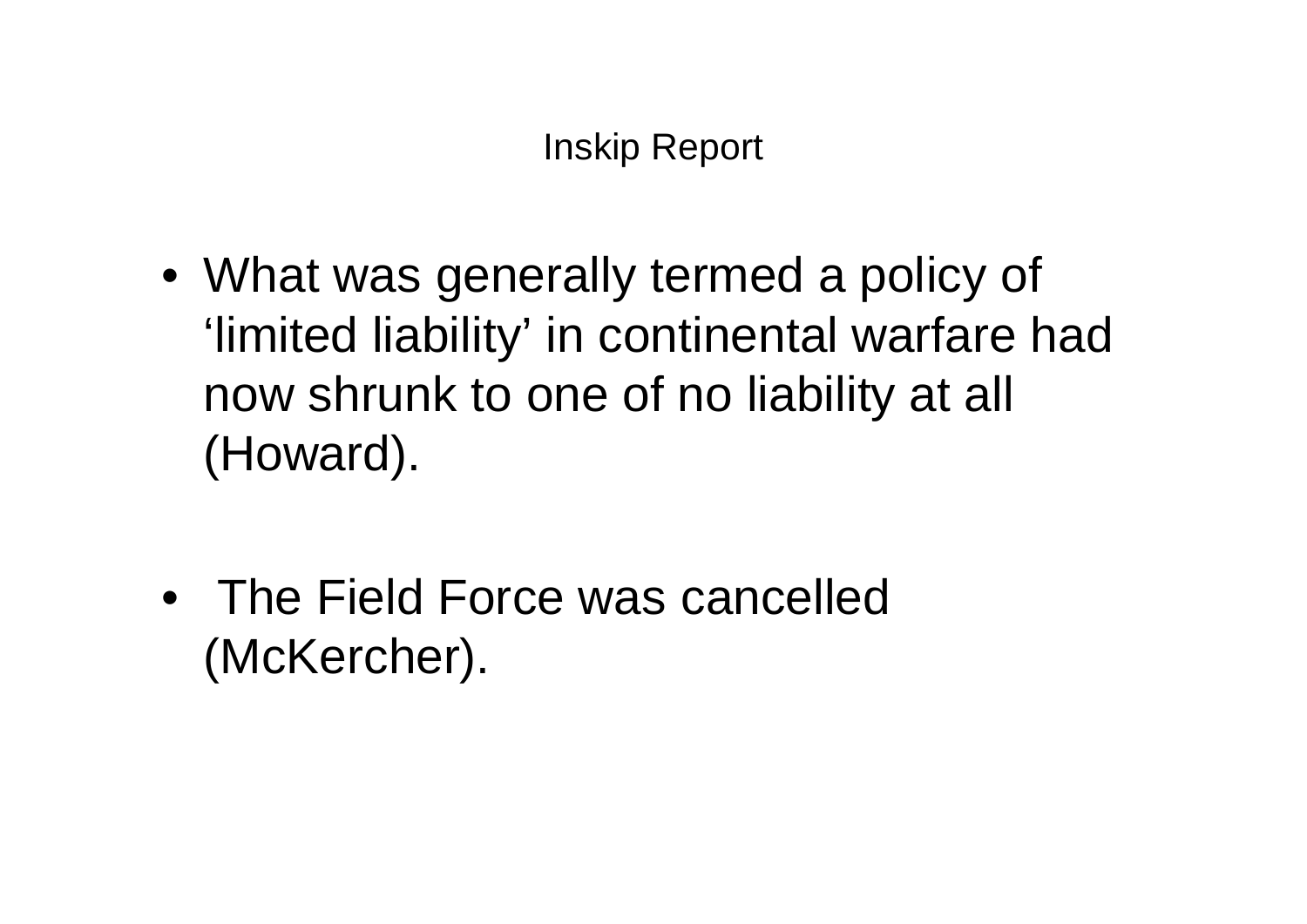# Inskip Report

- What was generally termed a policy of ‘limited liability’ in continental warfare had now shrunk to one of no liability at all (Howard).

- The Field Force was cancelled (McKercher).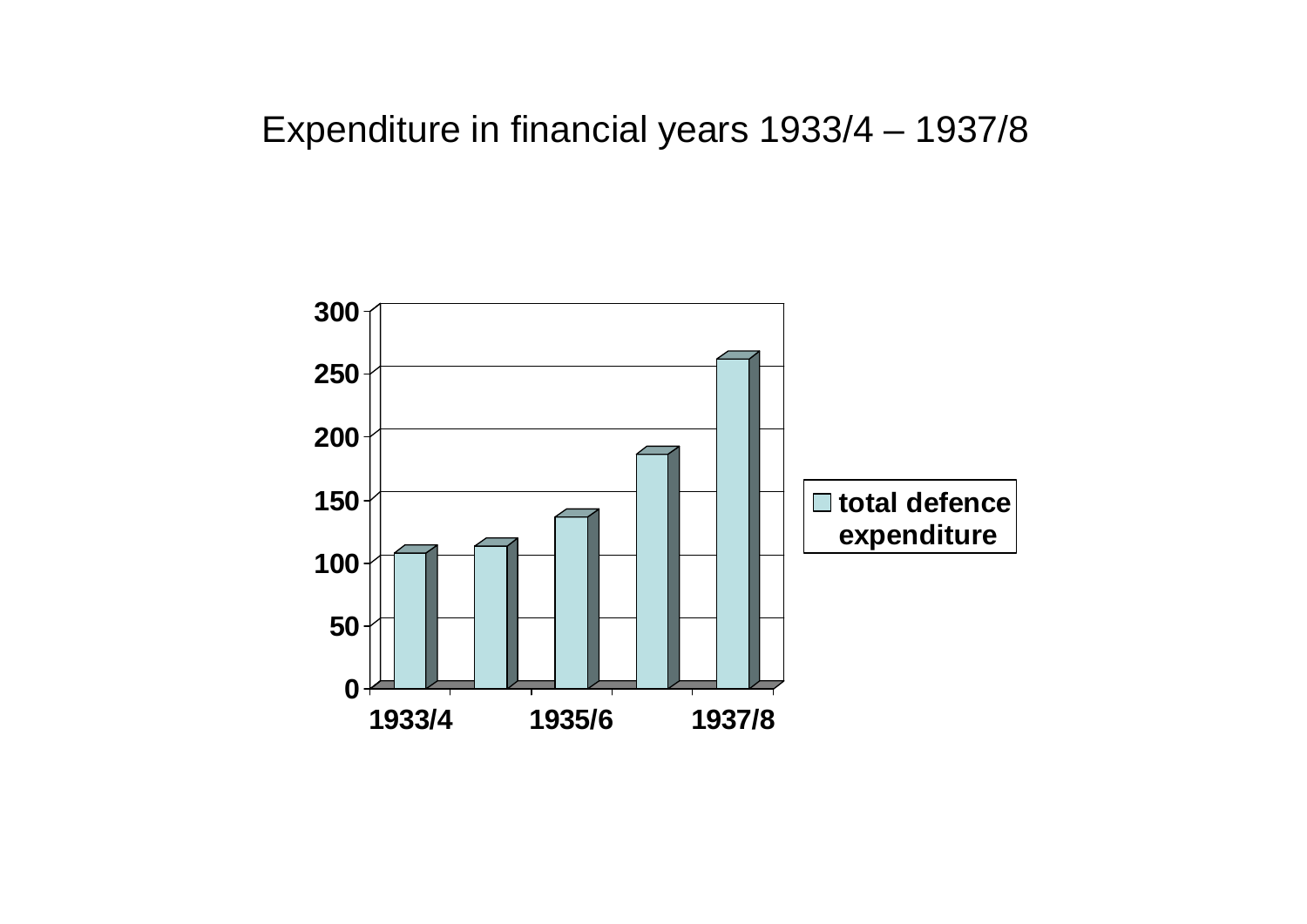Expenditure in financial years 1933/4 – 1937/8

| Financial year | total defence expenditure |
| --- | --- |
| 1933/4 | 107 |
| 1934/5 | 113 |
| 1935/6 | 136 |
| 1936/7 | 186 |
| 1937/8 | 262 |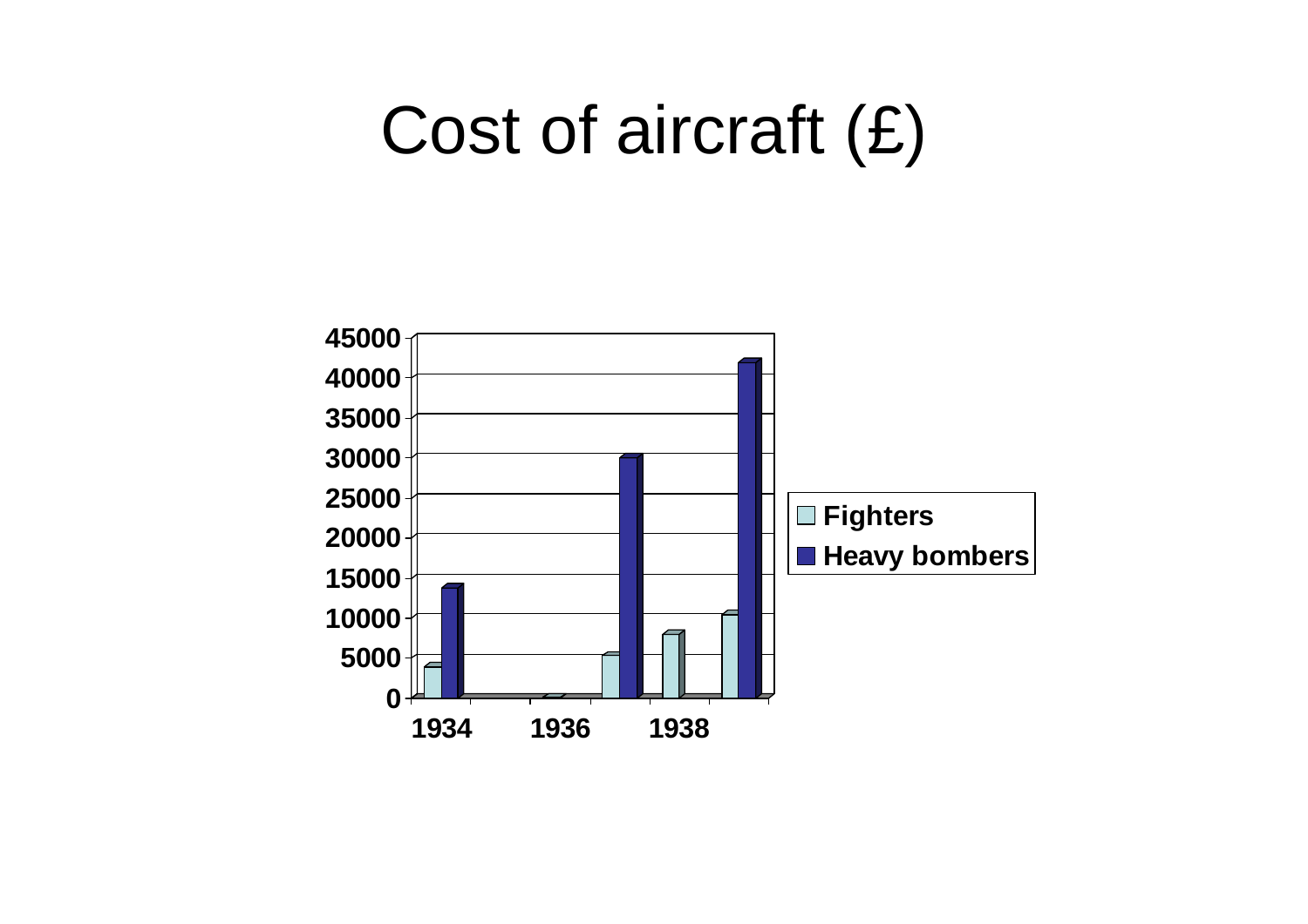# Cost of aircraft (£)

| | Fighters | Heavy bombers |
|---|---|---|
| 1934 | 3800 | 13800 |
| 1935 | 0 | 0 |
| 1936 | 0 | 0 |
| 1937 | 5300 | 30000 |
| 1938 | 7900 | 0 |
| 1939 | 10400 | 41900 |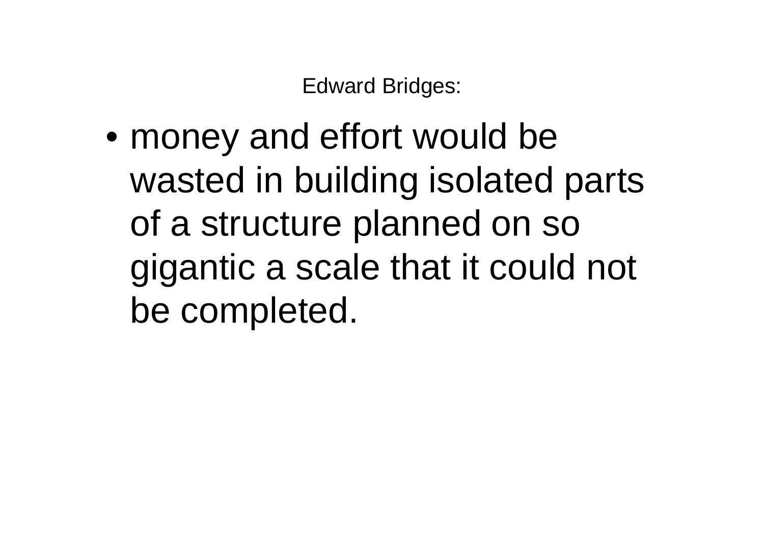## Edward Bridges:

- money and effort would be wasted in building isolated parts of a structure planned on so gigantic a scale that it could not be completed.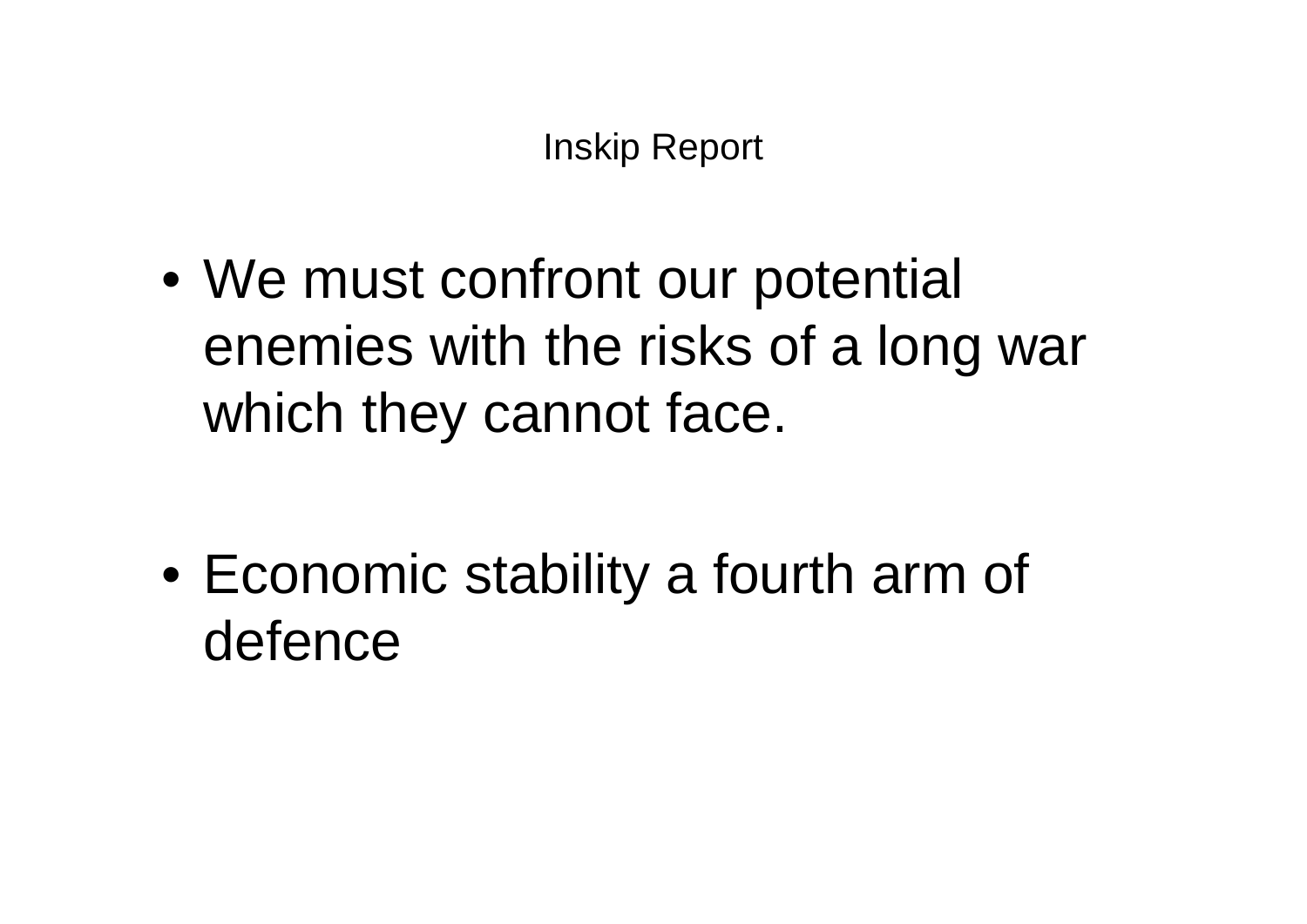# Inskip Report

- We must confront our potential enemies with the risks of a long war which they cannot face.

- Economic stability a fourth arm of defence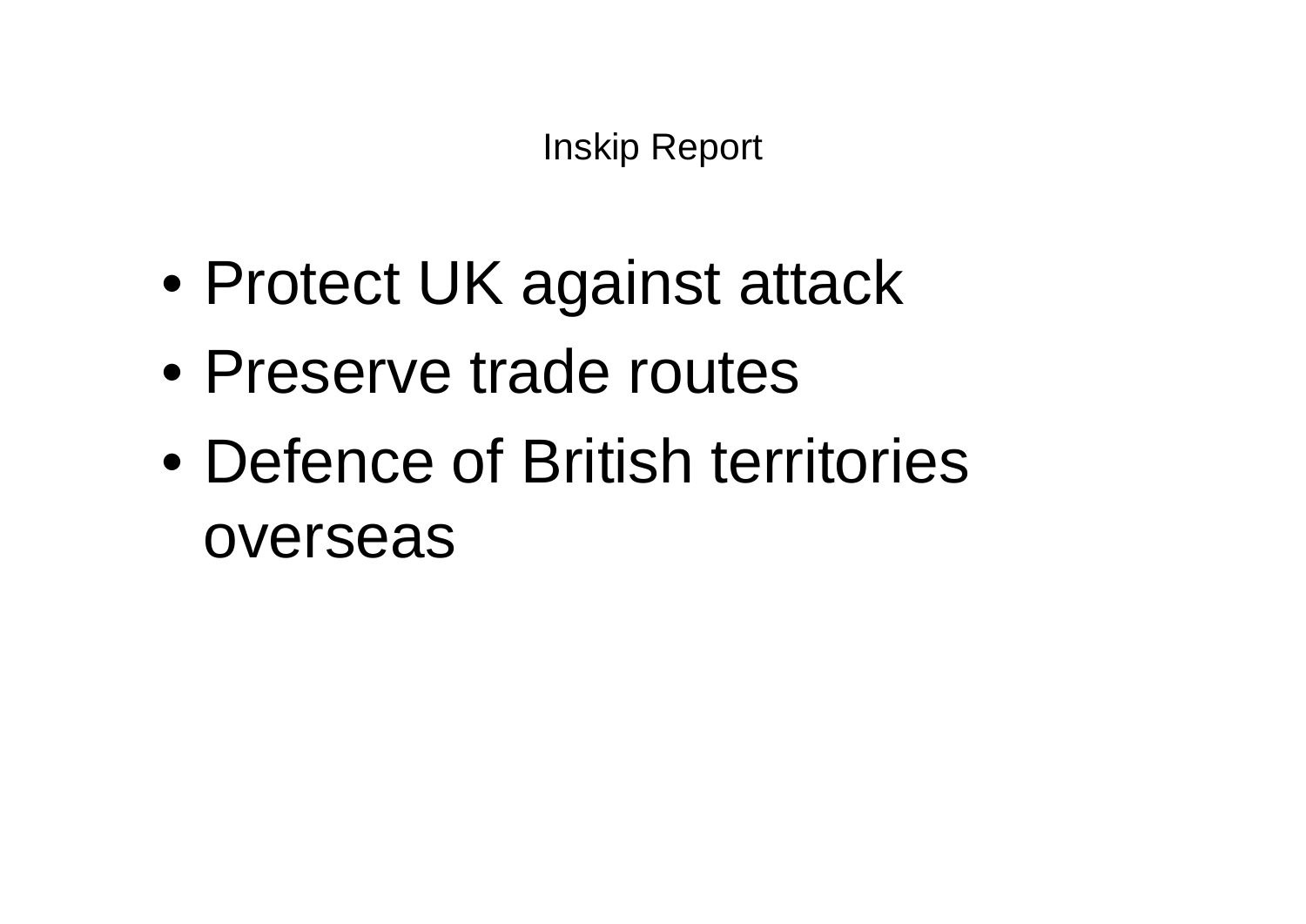# Inskip Report

- Protect UK against attack
- Preserve trade routes
- Defence of British territories overseas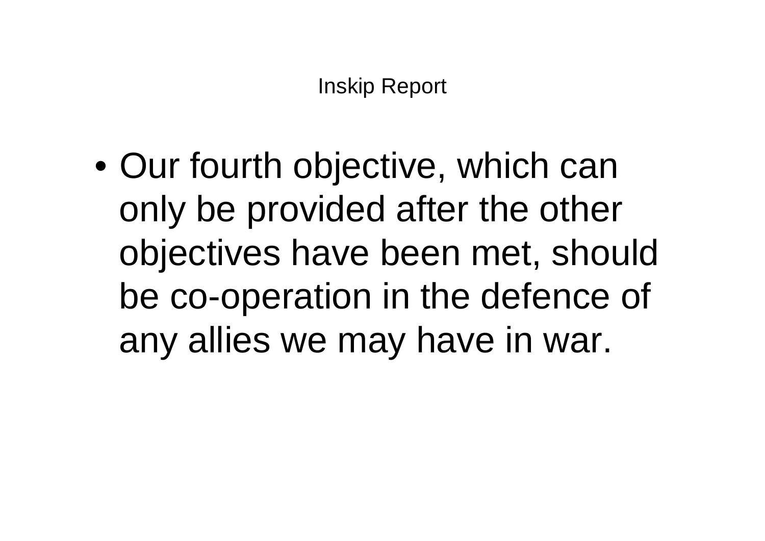# Inskip Report

- Our fourth objective, which can only be provided after the other objectives have been met, should be co-operation in the defence of any allies we may have in war.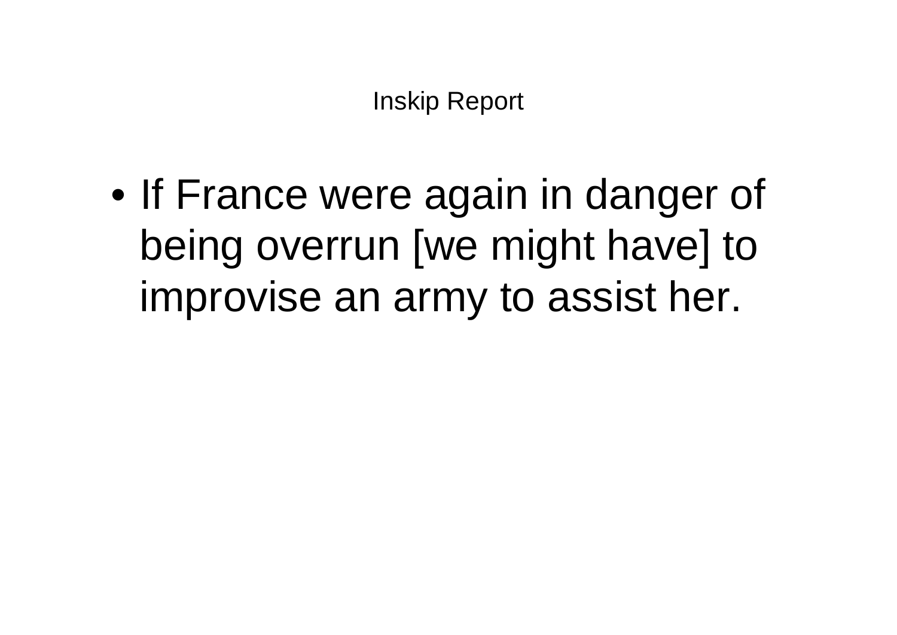# Inskip Report

- If France were again in danger of being overrun [we might have] to improvise an army to assist her.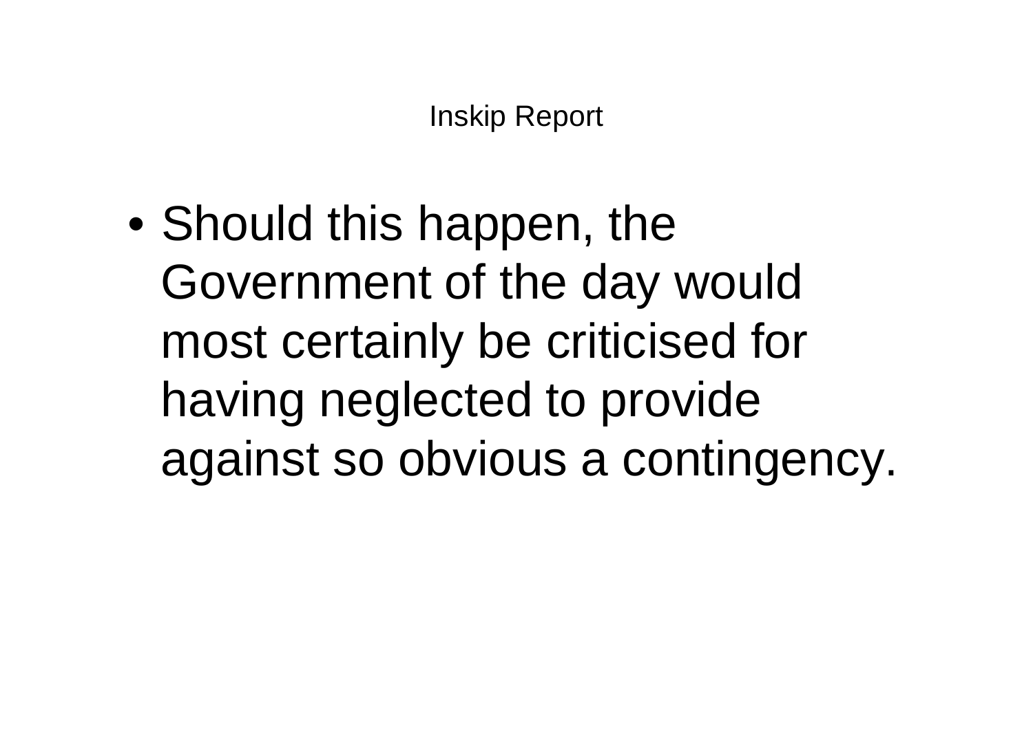# Inskip Report

- Should this happen, the Government of the day would most certainly be criticised for having neglected to provide against so obvious a contingency.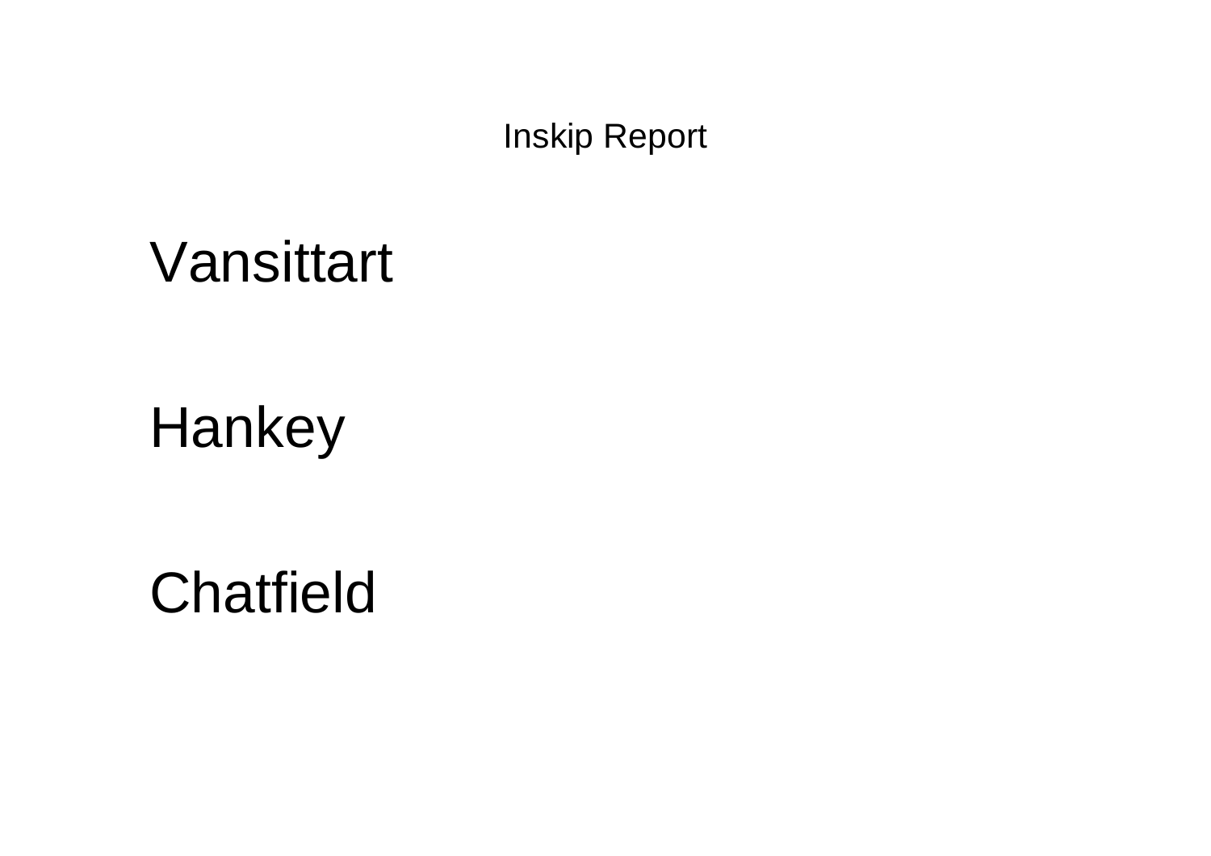# Inskip Report

Vansittart

Hankey

Chatfield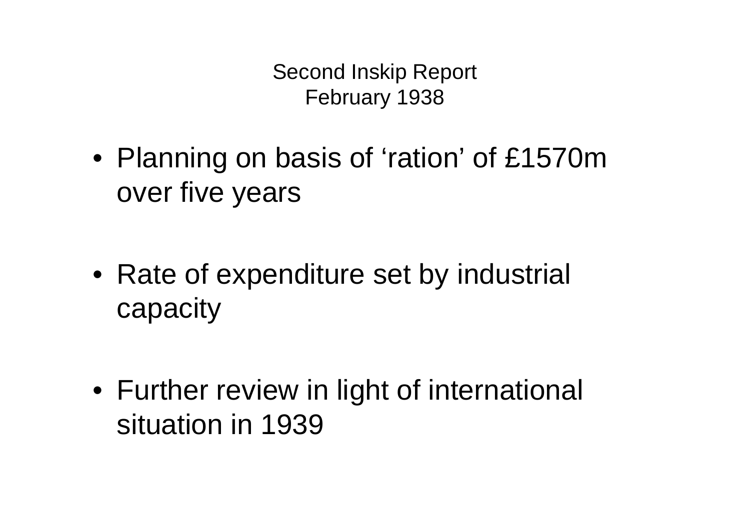# Second Inskip Report
## February 1938

- Planning on basis of ‘ration’ of £1570m over five years

- Rate of expenditure set by industrial capacity

- Further review in light of international situation in 1939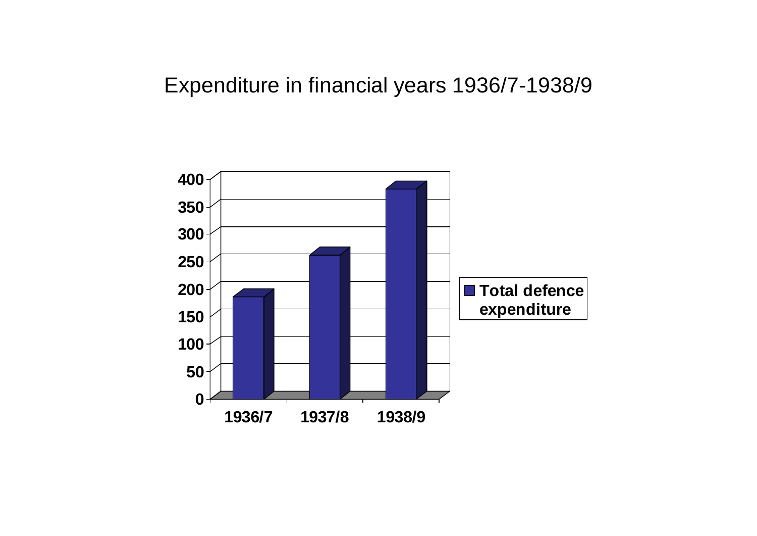Expenditure in financial years 1936/7-1938/9

| | Total defence expenditure |
|---|---|
| 1936/7 | ~185 |
| 1937/8 | ~260 |
| 1938/9 | ~380 |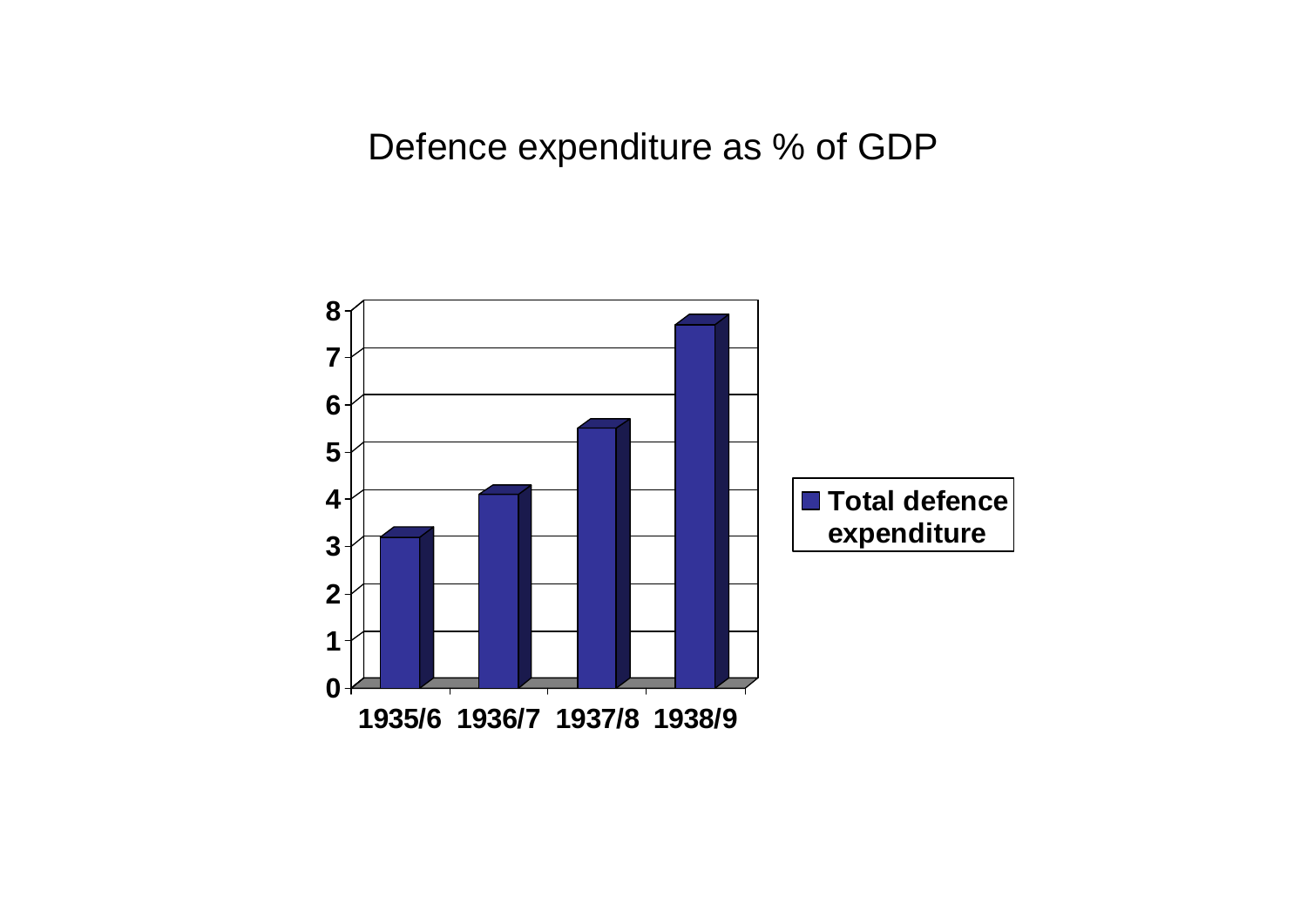# Defence expenditure as % of GDP

| | Total defence expenditure |
|---|---|
| 1935/6 | 3.1 |
| 1936/7 | 4.0 |
| 1937/8 | 5.4 |
| 1938/9 | 7.6 |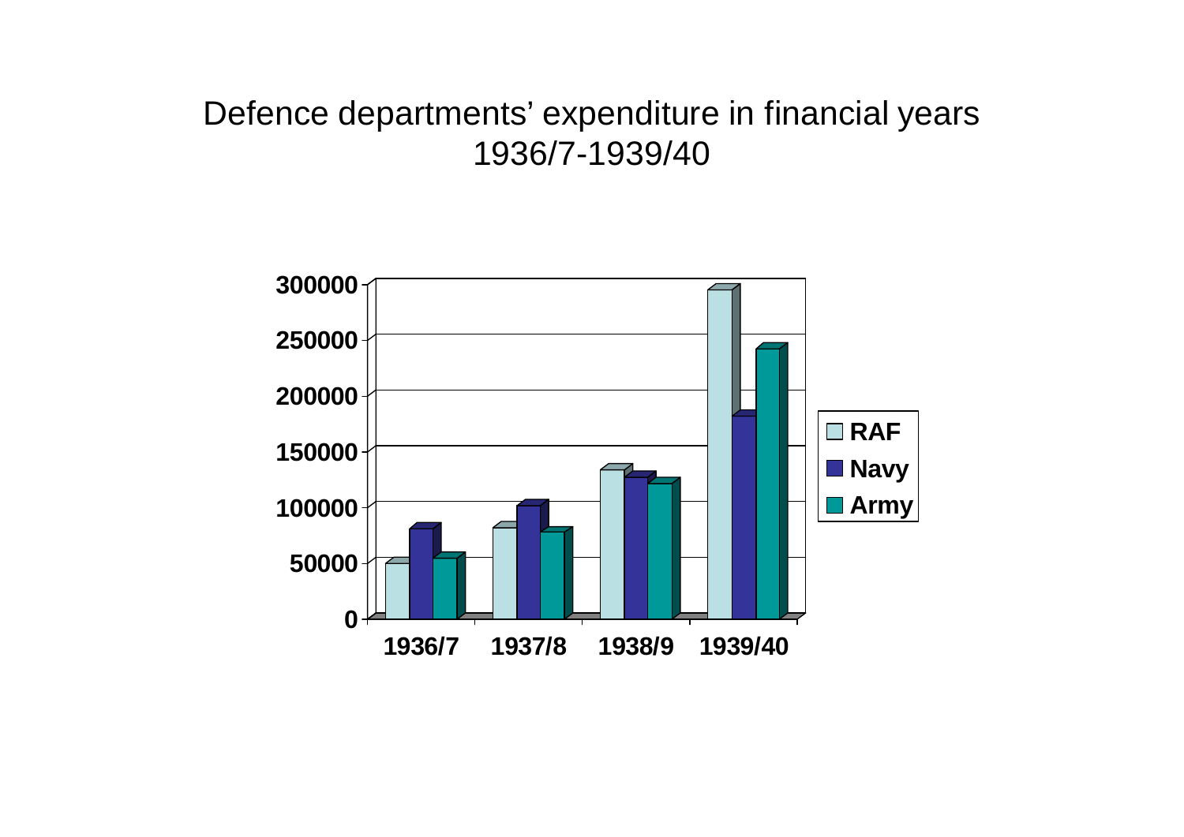Defence departments' expenditure in financial years 1936/7-1939/40

| | 1936/7 | 1937/8 | 1938/9 | 1939/40 |
|---|---|---|---|---|
| RAF | | | | |
| Navy | | | | |
| Army | | | | |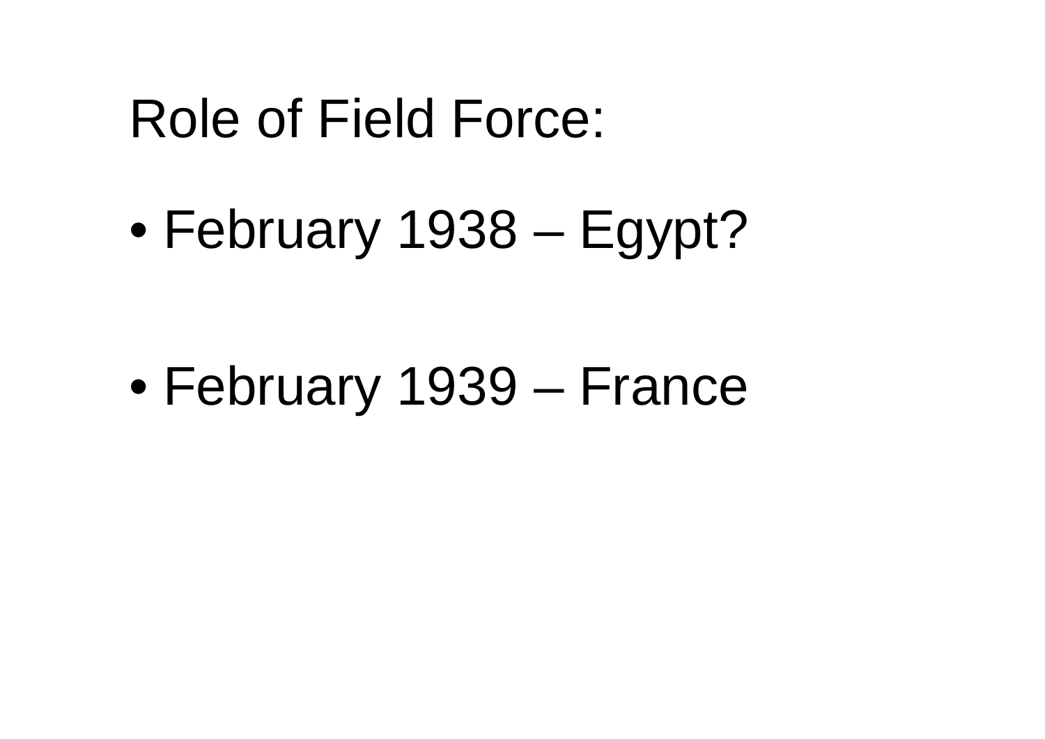# Role of Field Force:

- February 1938 – Egypt?
- February 1939 – France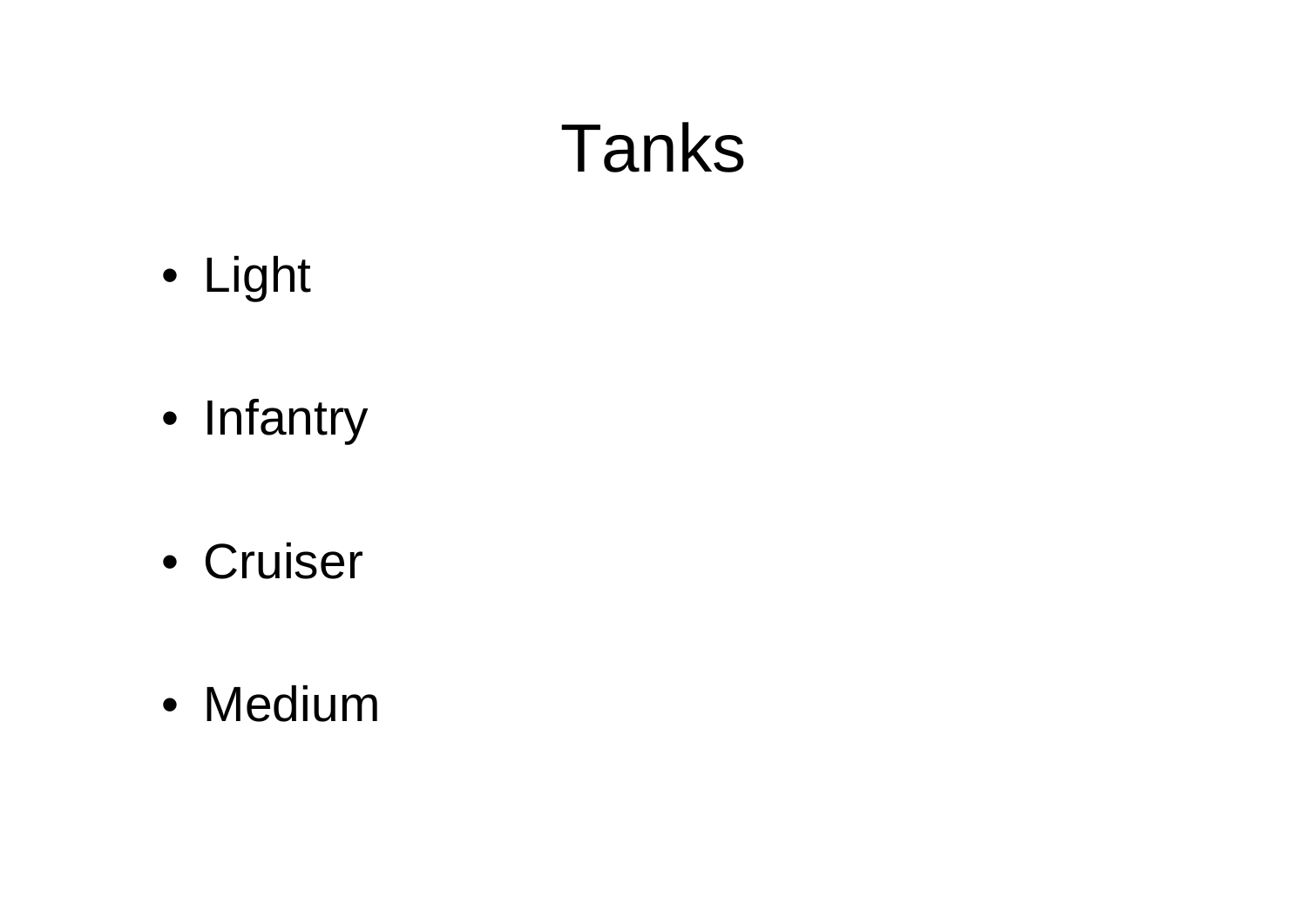# Tanks

- Light
- Infantry
- Cruiser
- Medium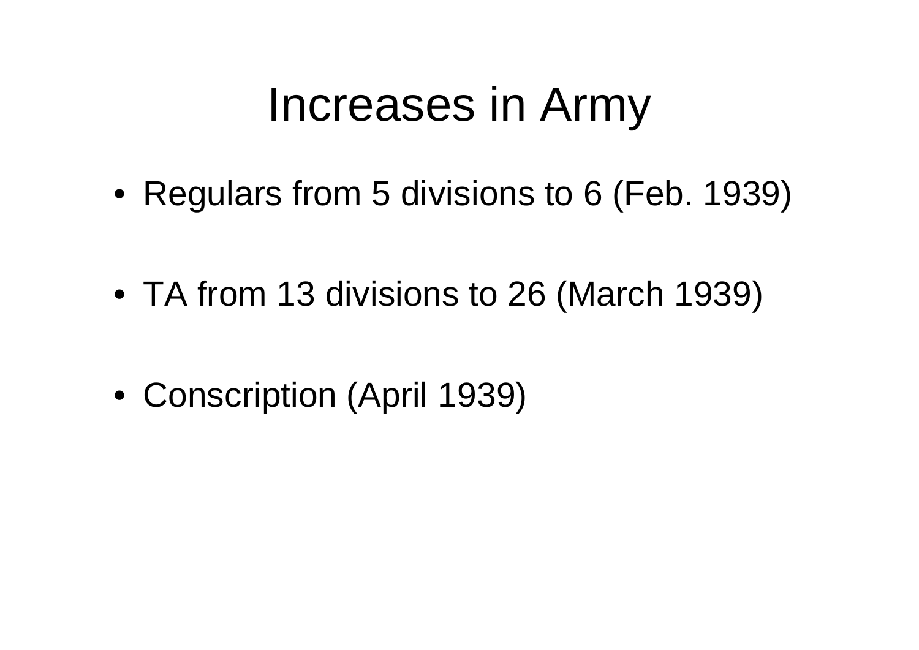# Increases in Army

- Regulars from 5 divisions to 6 (Feb. 1939)
- TA from 13 divisions to 26 (March 1939)
- Conscription (April 1939)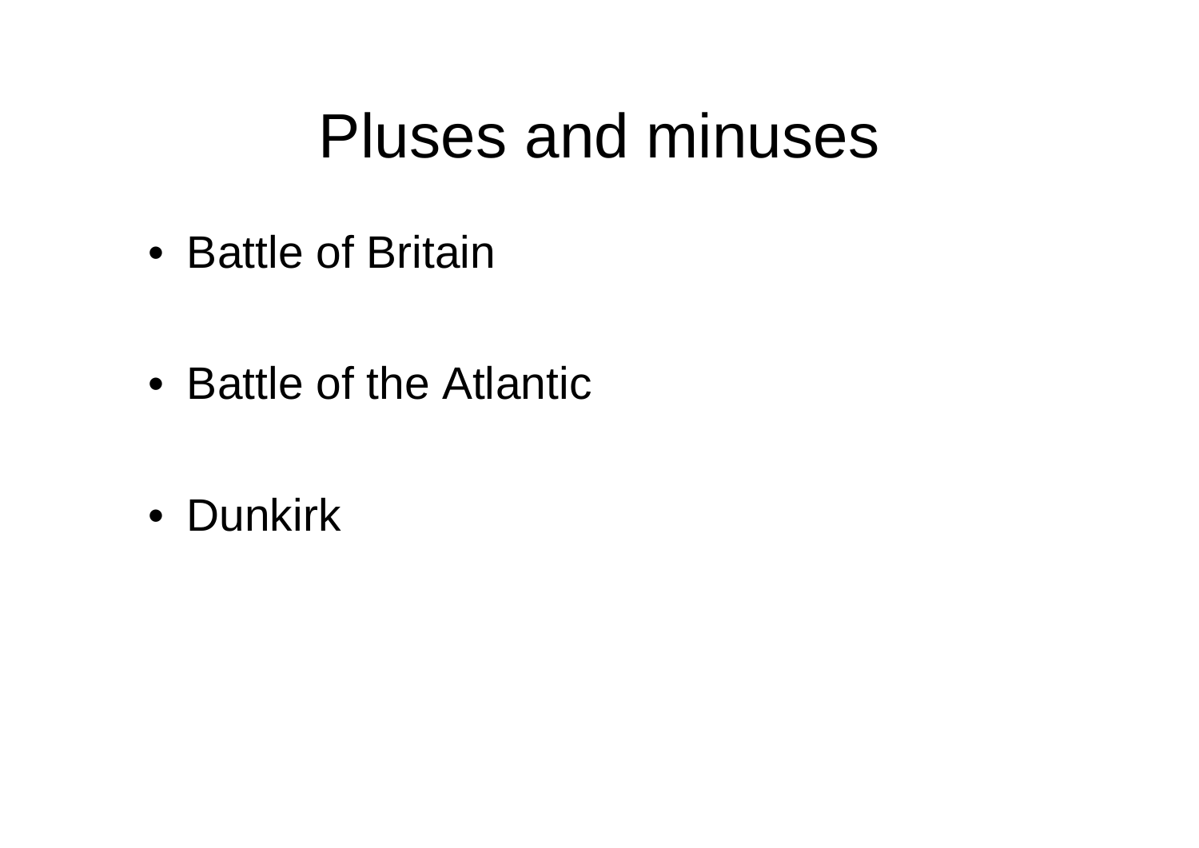# Pluses and minuses

- Battle of Britain
- Battle of the Atlantic
- Dunkirk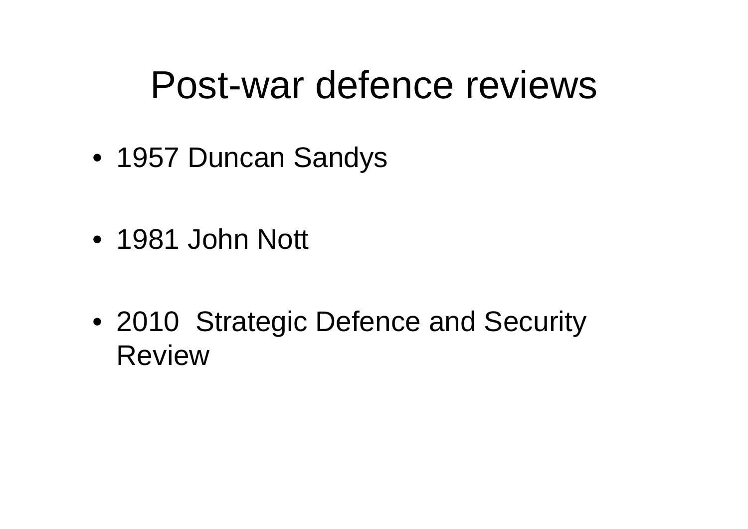# Post-war defence reviews

- 1957 Duncan Sandys
- 1981 John Nott
- 2010  Strategic Defence and Security Review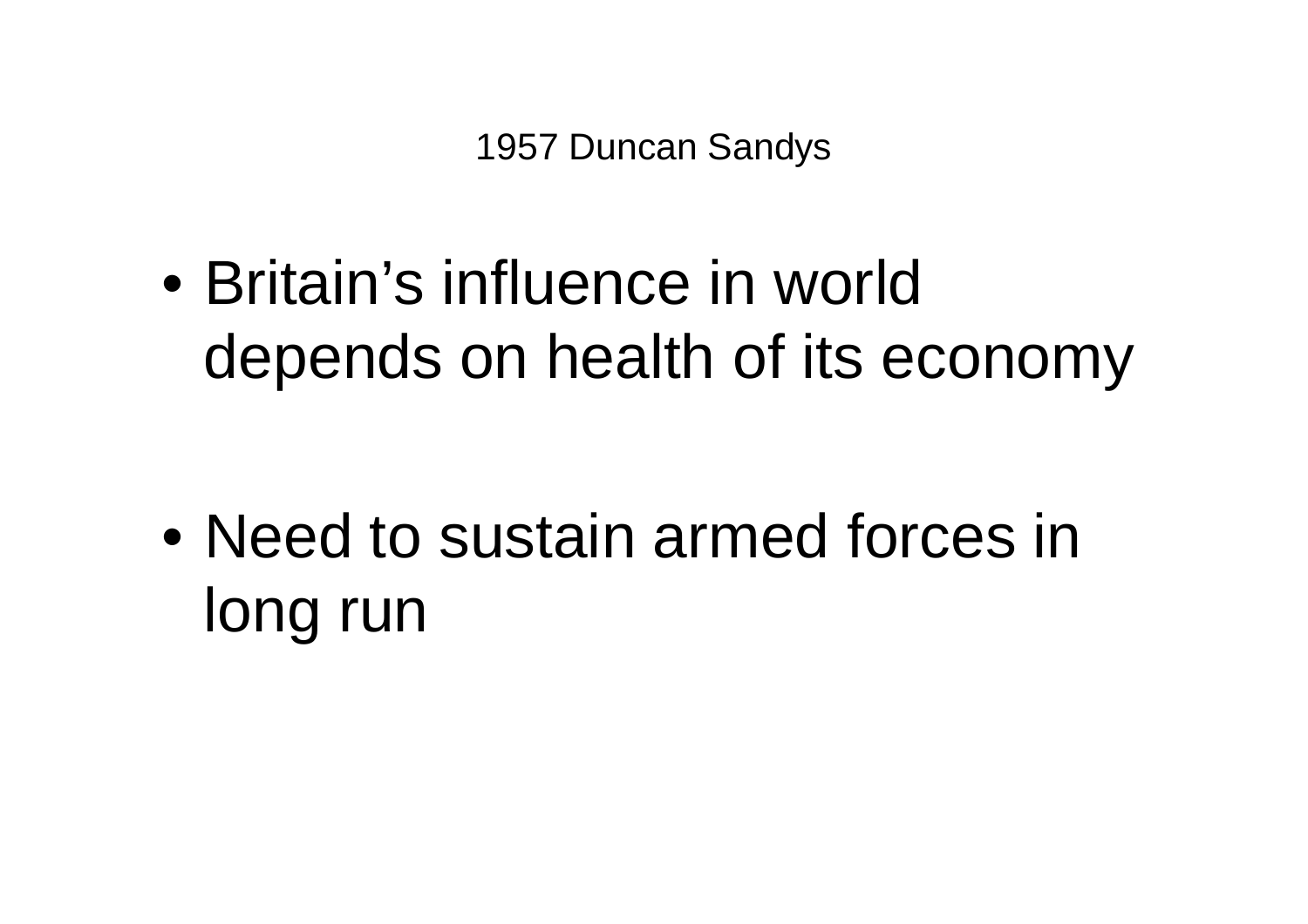# 1957 Duncan Sandys

- Britain's influence in world depends on health of its economy

- Need to sustain armed forces in long run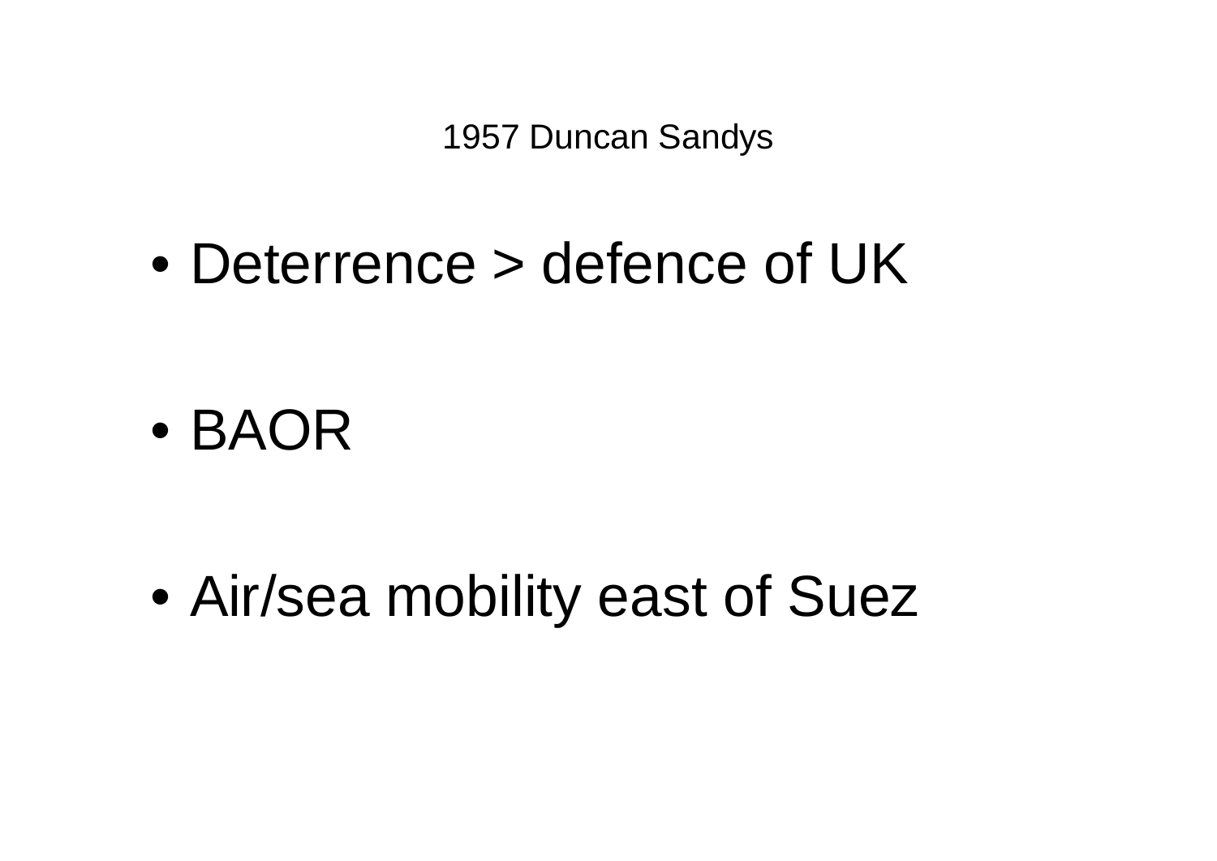# 1957 Duncan Sandys

- Deterrence > defence of UK
- BAOR
- Air/sea mobility east of Suez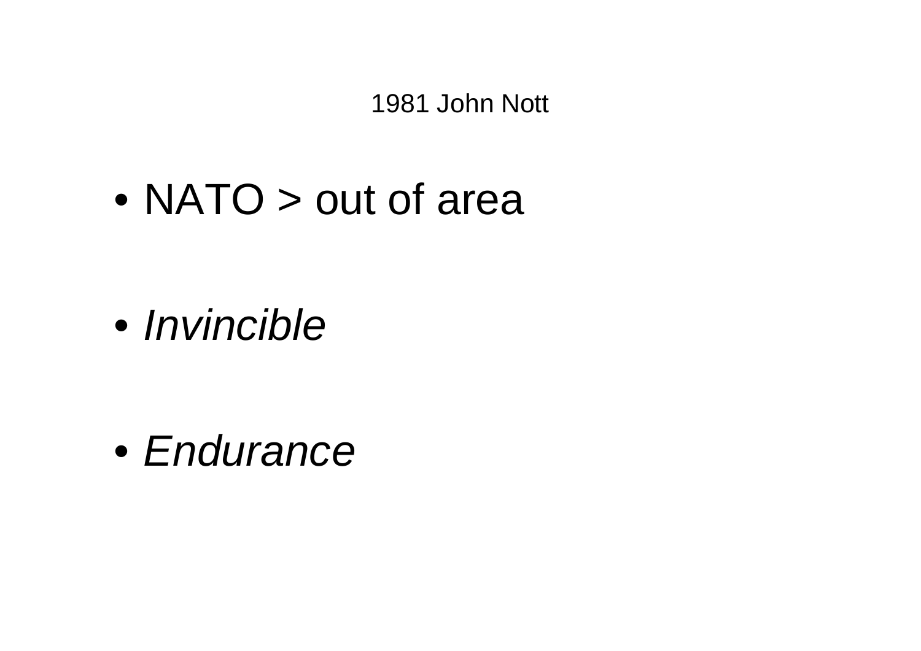# 1981 John Nott

- NATO > out of area

- *Invincible*

- *Endurance*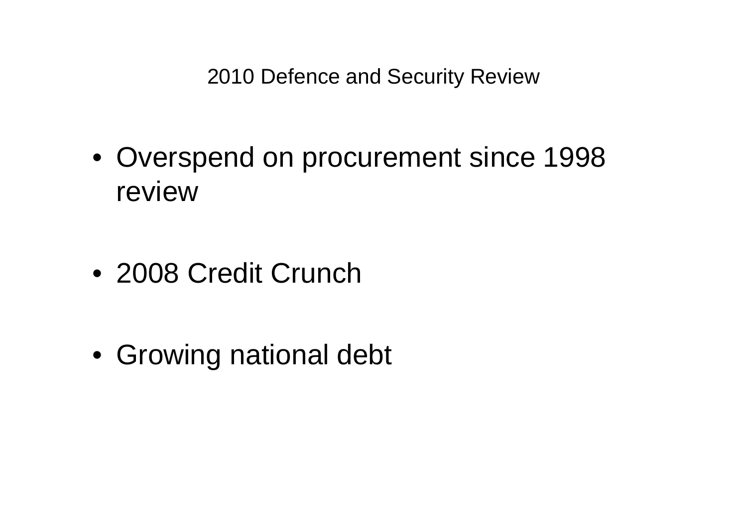# 2010 Defence and Security Review

- Overspend on procurement since 1998 review

- 2008 Credit Crunch

- Growing national debt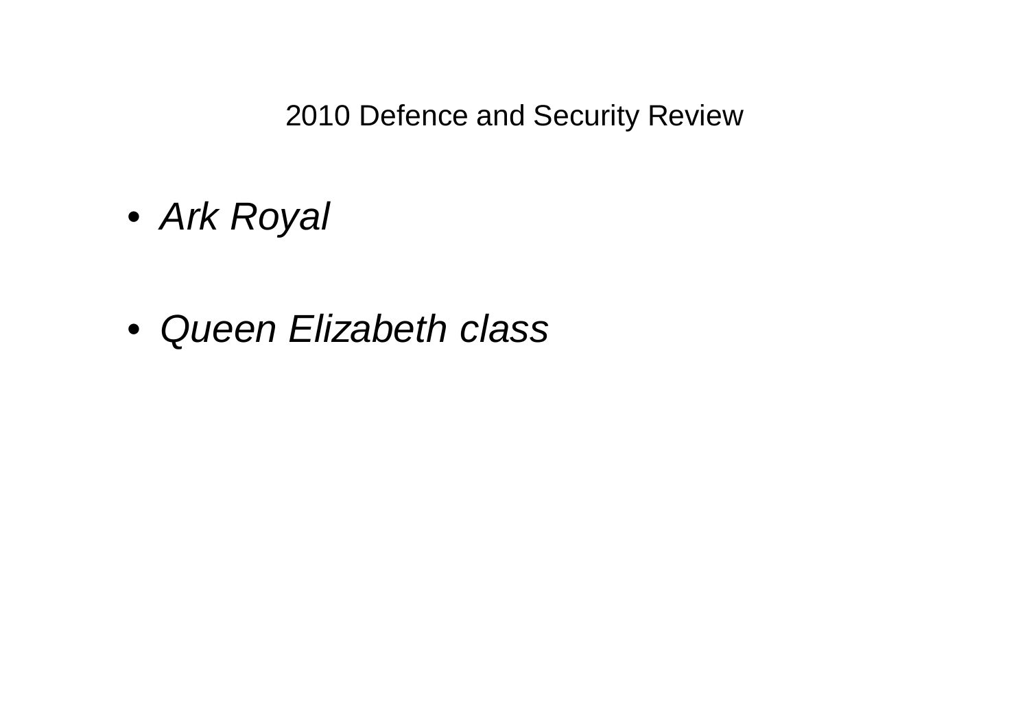# 2010 Defence and Security Review

- *Ark Royal*

- *Queen Elizabeth class*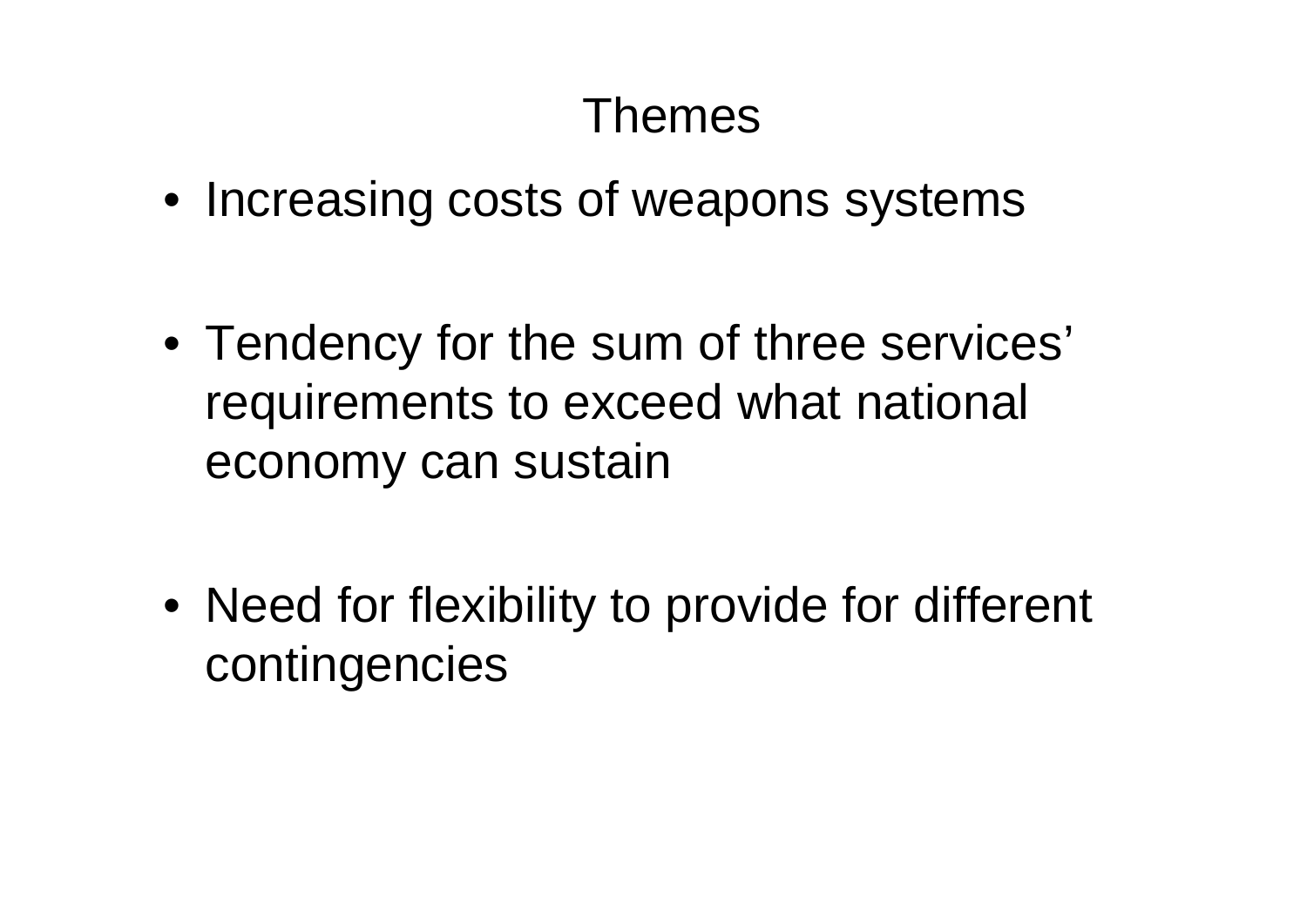# Themes

- Increasing costs of weapons systems

- Tendency for the sum of three services' requirements to exceed what national economy can sustain

- Need for flexibility to provide for different contingencies